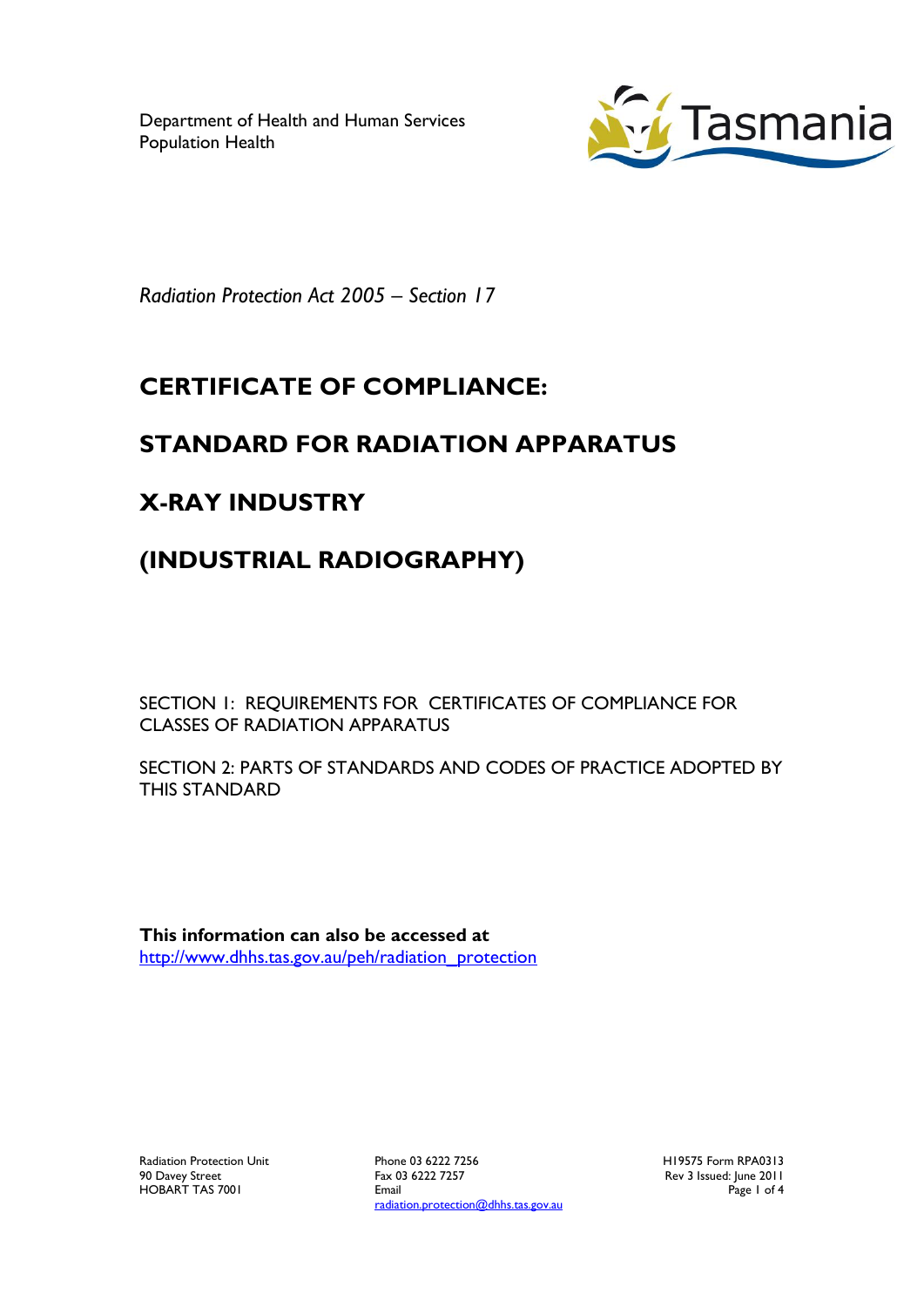Department of Health and Human Services
Population Health

*Radiation Protection Act 2005 – Section 17*

# CERTIFICATE OF COMPLIANCE:

# STANDARD FOR RADIATION APPARATUS

# X-RAY INDUSTRY

# (INDUSTRIAL RADIOGRAPHY)

SECTION 1: REQUIREMENTS FOR CERTIFICATES OF COMPLIANCE FOR CLASSES OF RADIATION APPARATUS

SECTION 2: PARTS OF STANDARDS AND CODES OF PRACTICE ADOPTED BY THIS STANDARD

**This information can also be accessed at**
http://www.dhhs.tas.gov.au/peh/radiation_protection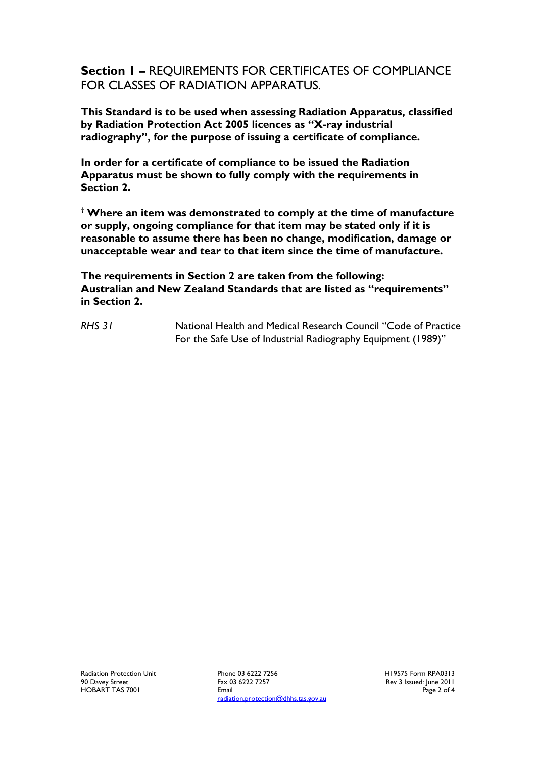## **Section 1 –** REQUIREMENTS FOR CERTIFICATES OF COMPLIANCE FOR CLASSES OF RADIATION APPARATUS.

**This Standard is to be used when assessing Radiation Apparatus, classified by Radiation Protection Act 2005 licences as "X-ray industrial radiography", for the purpose of issuing a certificate of compliance.**

**In order for a certificate of compliance to be issued the Radiation Apparatus must be shown to fully comply with the requirements in Section 2.**

† **Where an item was demonstrated to comply at the time of manufacture or supply, ongoing compliance for that item may be stated only if it is reasonable to assume there has been no change, modification, damage or unacceptable wear and tear to that item since the time of manufacture.**

**The requirements in Section 2 are taken from the following: Australian and New Zealand Standards that are listed as "requirements" in Section 2.**

| | |
|---|---|
| *RHS 31* | National Health and Medical Research Council "Code of Practice For the Safe Use of Industrial Radiography Equipment (1989)" |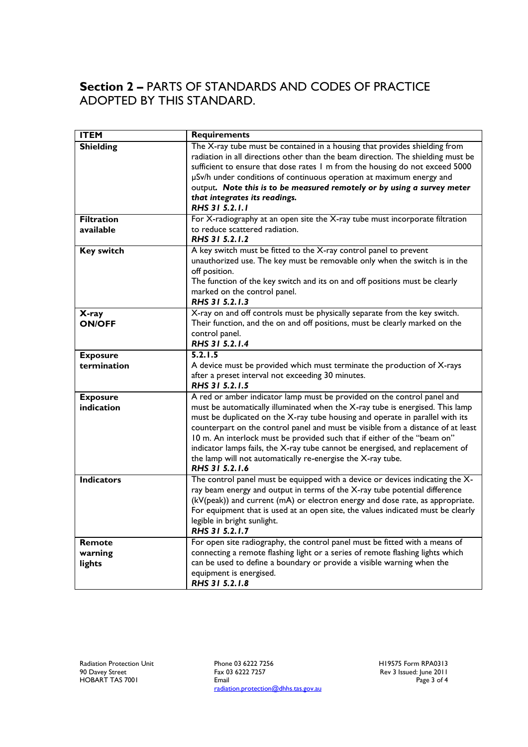## **Section 2 –** PARTS OF STANDARDS AND CODES OF PRACTICE ADOPTED BY THIS STANDARD.

| **ITEM** | **Requirements** |
|---|---|
| **Shielding** | The X-ray tube must be contained in a housing that provides shielding from radiation in all directions other than the beam direction. The shielding must be sufficient to ensure that dose rates 1 m from the housing do not exceed 5000 μSv/h under conditions of continuous operation at maximum energy and output. ***Note this is to be measured remotely or by using a survey meter that integrates its readings.*** <br> ***RHS 31 5.2.1.1*** |
| **Filtration available** | For X-radiography at an open site the X-ray tube must incorporate filtration to reduce scattered radiation. <br> ***RHS 31 5.2.1.2*** |
| **Key switch** | A key switch must be fitted to the X-ray control panel to prevent unauthorized use. The key must be removable only when the switch is in the off position. <br> The function of the key switch and its on and off positions must be clearly marked on the control panel. <br> ***RHS 31 5.2.1.3*** |
| **X-ray ON/OFF** | X-ray on and off controls must be physically separate from the key switch. Their function, and the on and off positions, must be clearly marked on the control panel. <br> ***RHS 31 5.2.1.4*** |
| **Exposure termination** | **5.2.1.5** <br> A device must be provided which must terminate the production of X-rays after a preset interval not exceeding 30 minutes. <br> ***RHS 31 5.2.1.5*** |
| **Exposure indication** | A red or amber indicator lamp must be provided on the control panel and must be automatically illuminated when the X-ray tube is energised. This lamp must be duplicated on the X-ray tube housing and operate in parallel with its counterpart on the control panel and must be visible from a distance of at least 10 m. An interlock must be provided such that if either of the "beam on" indicator lamps fails, the X-ray tube cannot be energised, and replacement of the lamp will not automatically re-energise the X-ray tube. <br> ***RHS 31 5.2.1.6*** |
| **Indicators** | The control panel must be equipped with a device or devices indicating the X-ray beam energy and output in terms of the X-ray tube potential difference (kV(peak)) and current (mA) or electron energy and dose rate, as appropriate. For equipment that is used at an open site, the values indicated must be clearly legible in bright sunlight. <br> ***RHS 31 5.2.1.7*** |
| **Remote warning lights** | For open site radiography, the control panel must be fitted with a means of connecting a remote flashing light or a series of remote flashing lights which can be used to define a boundary or provide a visible warning when the equipment is energised. <br> ***RHS 31 5.2.1.8*** |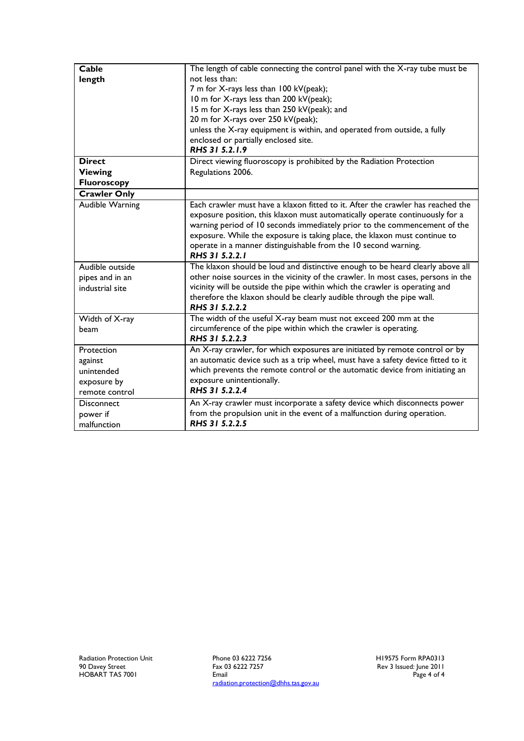| | |
|---|---|
| **Cable length** | The length of cable connecting the control panel with the X-ray tube must be not less than:<br>7 m for X-rays less than 100 kV(peak);<br>10 m for X-rays less than 200 kV(peak);<br>15 m for X-rays less than 250 kV(peak); and<br>20 m for X-rays over 250 kV(peak);<br>unless the X-ray equipment is within, and operated from outside, a fully enclosed or partially enclosed site.<br>***RHS 31 5.2.1.9*** |
| **Direct Viewing Fluoroscopy** | Direct viewing fluoroscopy is prohibited by the Radiation Protection Regulations 2006. |
| **Crawler Only** | |
| Audible Warning | Each crawler must have a klaxon fitted to it. After the crawler has reached the exposure position, this klaxon must automatically operate continuously for a warning period of 10 seconds immediately prior to the commencement of the exposure. While the exposure is taking place, the klaxon must continue to operate in a manner distinguishable from the 10 second warning.<br>***RHS 31 5.2.2.1*** |
| Audible outside pipes and in an industrial site | The klaxon should be loud and distinctive enough to be heard clearly above all other noise sources in the vicinity of the crawler. In most cases, persons in the vicinity will be outside the pipe within which the crawler is operating and therefore the klaxon should be clearly audible through the pipe wall.<br>***RHS 31 5.2.2.2*** |
| Width of X-ray beam | The width of the useful X-ray beam must not exceed 200 mm at the circumference of the pipe within which the crawler is operating.<br>***RHS 31 5.2.2.3*** |
| Protection against unintended exposure by remote control | An X-ray crawler, for which exposures are initiated by remote control or by an automatic device such as a trip wheel, must have a safety device fitted to it which prevents the remote control or the automatic device from initiating an exposure unintentionally.<br>***RHS 31 5.2.2.4*** |
| Disconnect power if malfunction | An X-ray crawler must incorporate a safety device which disconnects power from the propulsion unit in the event of a malfunction during operation.<br>***RHS 31 5.2.2.5*** |

Radiation Protection Unit
90 Davey Street
HOBART TAS 7001

Phone 03 6222 7256
Fax 03 6222 7257
Email
radiation.protection@dhhs.tas.gov.au

H19575 Form RPA0313
Rev 3 Issued: June 2011